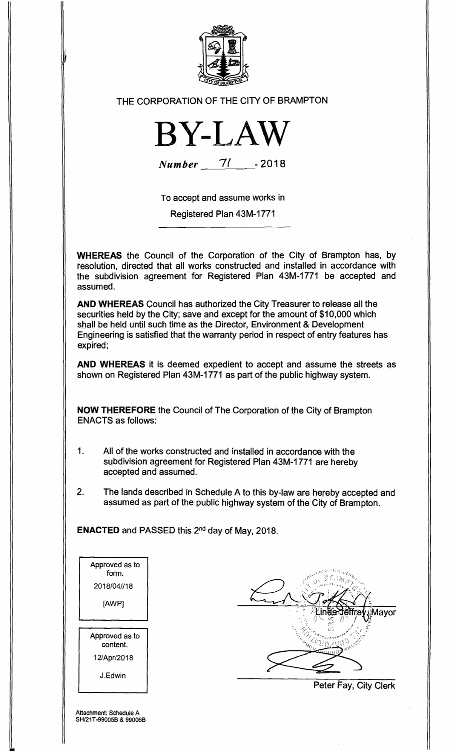THE CORPORATION OF THE CITY OF BRAMPTON

# BY-LAW

*Number* 71 - 2018

To accept and assume works in

Registered Plan 43M-1771

**WHEREAS** the Council of the Corporation of the City of Brampton has, by resolution, directed that all works constructed and installed in accordance with the subdivision agreement for Registered Plan 43M-1771 be accepted and assumed.

**AND WHEREAS** Council has authorized the City Treasurer to release all the securities held by the City; save and except for the amount of $10,000 which shall be held until such time as the Director, Environment & Development Engineering is satisfied that the warranty period in respect of entry features has expired;

**AND WHEREAS** it is deemed expedient to accept and assume the streets as shown on Registered Plan 43M-1771 as part of the public highway system.

**NOW THEREFORE** the Council of The Corporation of the City of Brampton ENACTS as follows:

1. All of the works constructed and installed in accordance with the subdivision agreement for Registered Plan 43M-1771 are hereby accepted and assumed.
2. The lands described in Schedule A to this by-law are hereby accepted and assumed as part of the public highway system of the City of Brampton.

**ENACTED** and PASSED this 2nd day of May, 2018.

Approved as to form.
2018/04//18
[AWP]

Approved as to content.
12/Apr/2018
J.Edwin

Linda Jeffrey, Mayor

Peter Fay, City Clerk

Attachment: Schedule A
SH/21T-99005B & 99006B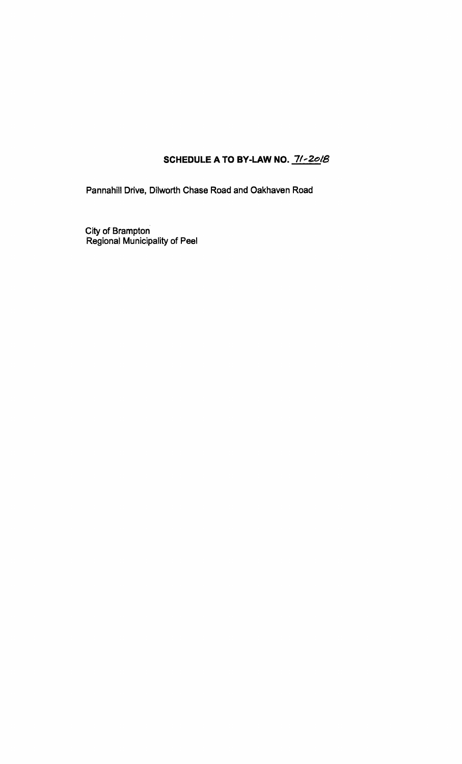## SCHEDULE A TO BY-LAW NO. 71-2018

Pannahill Drive, Dilworth Chase Road and Oakhaven Road

City of Brampton
Regional Municipality of Peel